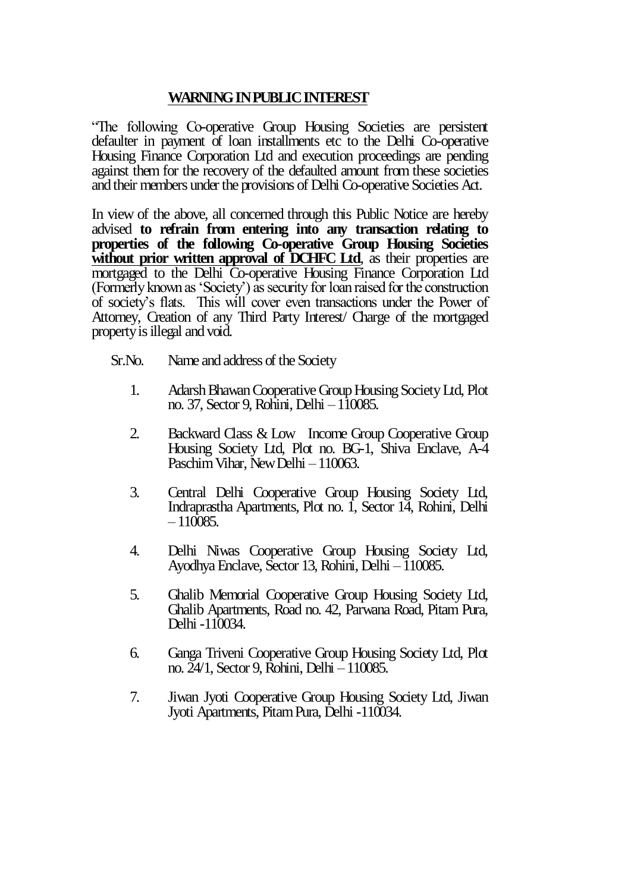## WARNING IN PUBLIC INTEREST

"The following Co-operative Group Housing Societies are persistent defaulter in payment of loan installments etc to the Delhi Co-operative Housing Finance Corporation Ltd and execution proceedings are pending against them for the recovery of the defaulted amount from these societies and their members under the provisions of Delhi Co-operative Societies Act.

In view of the above, all concerned through this Public Notice are hereby advised **to refrain from entering into any transaction relating to properties of the following Co-operative Group Housing Societies without prior written approval of DCHFC Ltd**, as their properties are mortgaged to the Delhi Co-operative Housing Finance Corporation Ltd (Formerly known as 'Society') as security for loan raised for the construction of society's flats. This will cover even transactions under the Power of Attorney, Creation of any Third Party Interest/ Charge of the mortgaged property is illegal and void.

Sr.No. Name and address of the Society

1. Adarsh Bhawan Cooperative Group Housing Society Ltd, Plot no. 37, Sector 9, Rohini, Delhi – 110085.
2. Backward Class & Low Income Group Cooperative Group Housing Society Ltd, Plot no. BG-1, Shiva Enclave, A-4 Paschim Vihar, New Delhi – 110063.
3. Central Delhi Cooperative Group Housing Society Ltd, Indraprastha Apartments, Plot no. 1, Sector 14, Rohini, Delhi – 110085.
4. Delhi Niwas Cooperative Group Housing Society Ltd, Ayodhya Enclave, Sector 13, Rohini, Delhi – 110085.
5. Ghalib Memorial Cooperative Group Housing Society Ltd, Ghalib Apartments, Road no. 42, Parwana Road, Pitam Pura, Delhi -110034.
6. Ganga Triveni Cooperative Group Housing Society Ltd, Plot no. 24/1, Sector 9, Rohini, Delhi – 110085.
7. Jiwan Jyoti Cooperative Group Housing Society Ltd, Jiwan Jyoti Apartments, Pitam Pura, Delhi -110034.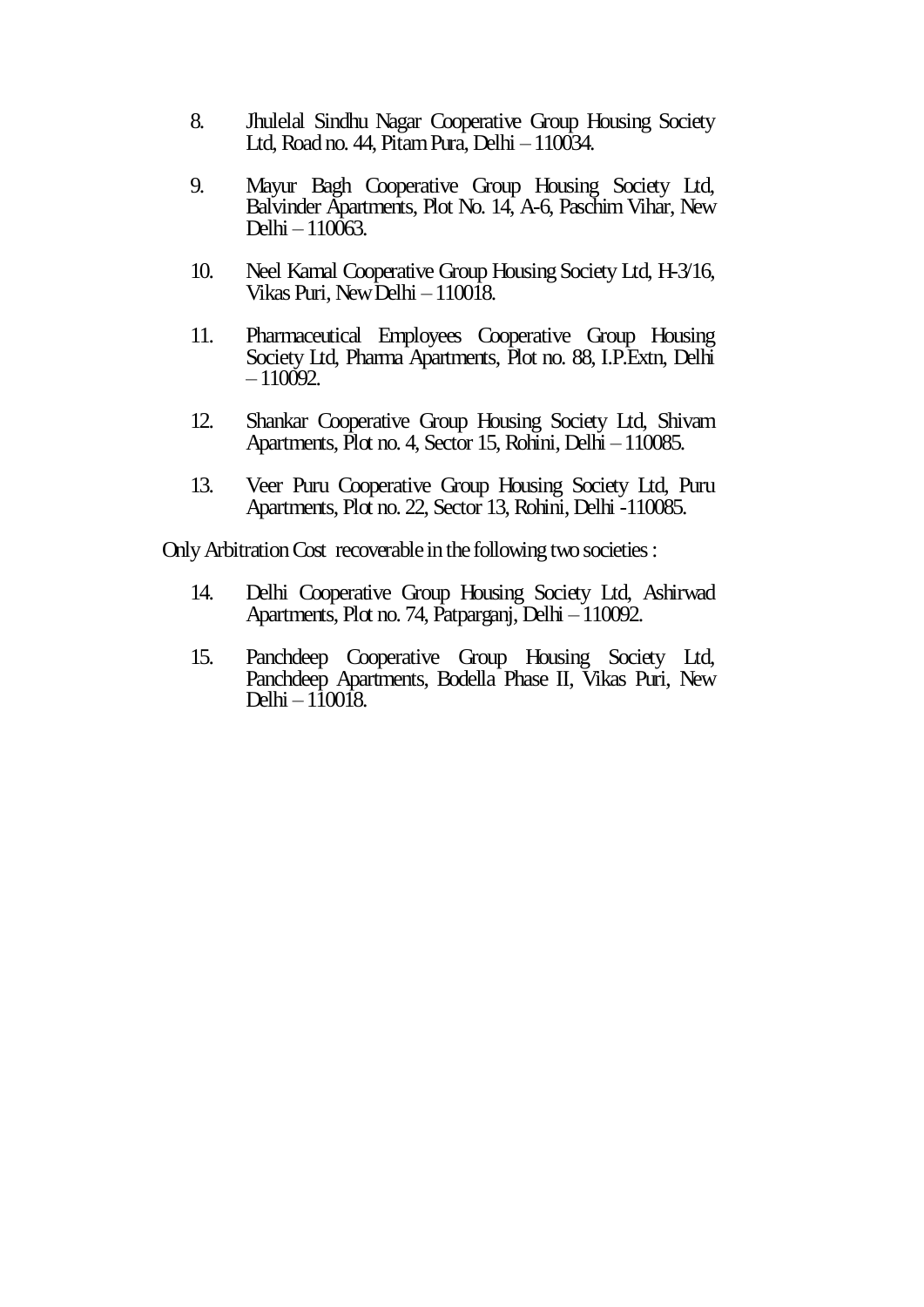8. Jhulelal Sindhu Nagar Cooperative Group Housing Society Ltd, Road no. 44, Pitam Pura, Delhi – 110034.

9. Mayur Bagh Cooperative Group Housing Society Ltd, Balvinder Apartments, Plot No. 14, A-6, Paschim Vihar, New Delhi – 110063.

10. Neel Kamal Cooperative Group Housing Society Ltd, H-3/16, Vikas Puri, New Delhi – 110018.

11. Pharmaceutical Employees Cooperative Group Housing Society Ltd, Pharma Apartments, Plot no. 88, I.P.Extn, Delhi – 110092.

12. Shankar Cooperative Group Housing Society Ltd, Shivam Apartments, Plot no. 4, Sector 15, Rohini, Delhi – 110085.

13. Veer Puru Cooperative Group Housing Society Ltd, Puru Apartments, Plot no. 22, Sector 13, Rohini, Delhi -110085.

Only Arbitration Cost recoverable in the following two societies :

14. Delhi Cooperative Group Housing Society Ltd, Ashirwad Apartments, Plot no. 74, Patparganj, Delhi – 110092.

15. Panchdeep Cooperative Group Housing Society Ltd, Panchdeep Apartments, Bodella Phase II, Vikas Puri, New Delhi – 110018.